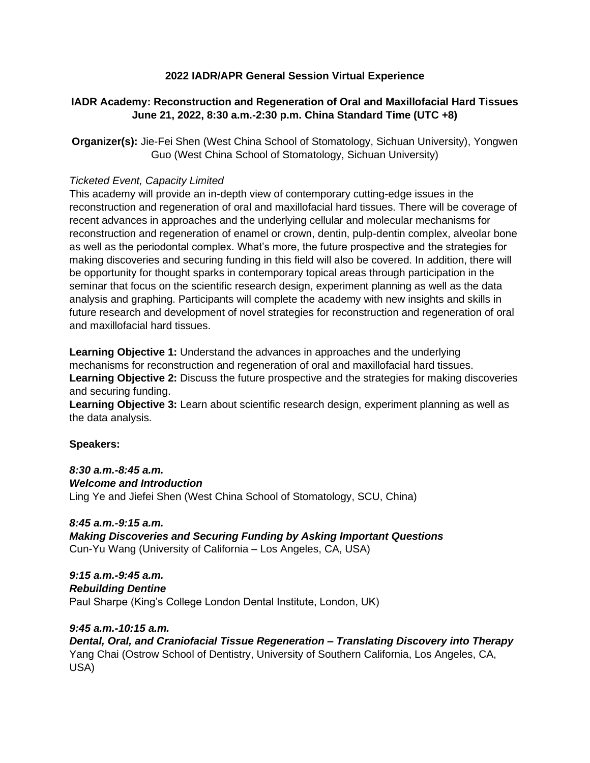**2022 IADR/APR General Session Virtual Experience**

**IADR Academy: Reconstruction and Regeneration of Oral and Maxillofacial Hard Tissues**
**June 21, 2022, 8:30 a.m.-2:30 p.m. China Standard Time (UTC +8)**

**Organizer(s):** Jie-Fei Shen (West China School of Stomatology, Sichuan University), Yongwen Guo (West China School of Stomatology, Sichuan University)

*Ticketed Event, Capacity Limited*

This academy will provide an in-depth view of contemporary cutting-edge issues in the reconstruction and regeneration of oral and maxillofacial hard tissues. There will be coverage of recent advances in approaches and the underlying cellular and molecular mechanisms for reconstruction and regeneration of enamel or crown, dentin, pulp-dentin complex, alveolar bone as well as the periodontal complex. What's more, the future prospective and the strategies for making discoveries and securing funding in this field will also be covered. In addition, there will be opportunity for thought sparks in contemporary topical areas through participation in the seminar that focus on the scientific research design, experiment planning as well as the data analysis and graphing. Participants will complete the academy with new insights and skills in future research and development of novel strategies for reconstruction and regeneration of oral and maxillofacial hard tissues.

**Learning Objective 1:** Understand the advances in approaches and the underlying mechanisms for reconstruction and regeneration of oral and maxillofacial hard tissues.
**Learning Objective 2:** Discuss the future prospective and the strategies for making discoveries and securing funding.
**Learning Objective 3:** Learn about scientific research design, experiment planning as well as the data analysis.

**Speakers:**

***8:30 a.m.-8:45 a.m.***
***Welcome and Introduction***
Ling Ye and Jiefei Shen (West China School of Stomatology, SCU, China)

***8:45 a.m.-9:15 a.m.***
***Making Discoveries and Securing Funding by Asking Important Questions***
Cun-Yu Wang (University of California – Los Angeles, CA, USA)

***9:15 a.m.-9:45 a.m.***
***Rebuilding Dentine***
Paul Sharpe (King's College London Dental Institute, London, UK)

***9:45 a.m.-10:15 a.m.***
***Dental, Oral, and Craniofacial Tissue Regeneration – Translating Discovery into Therapy***
Yang Chai (Ostrow School of Dentistry, University of Southern California, Los Angeles, CA, USA)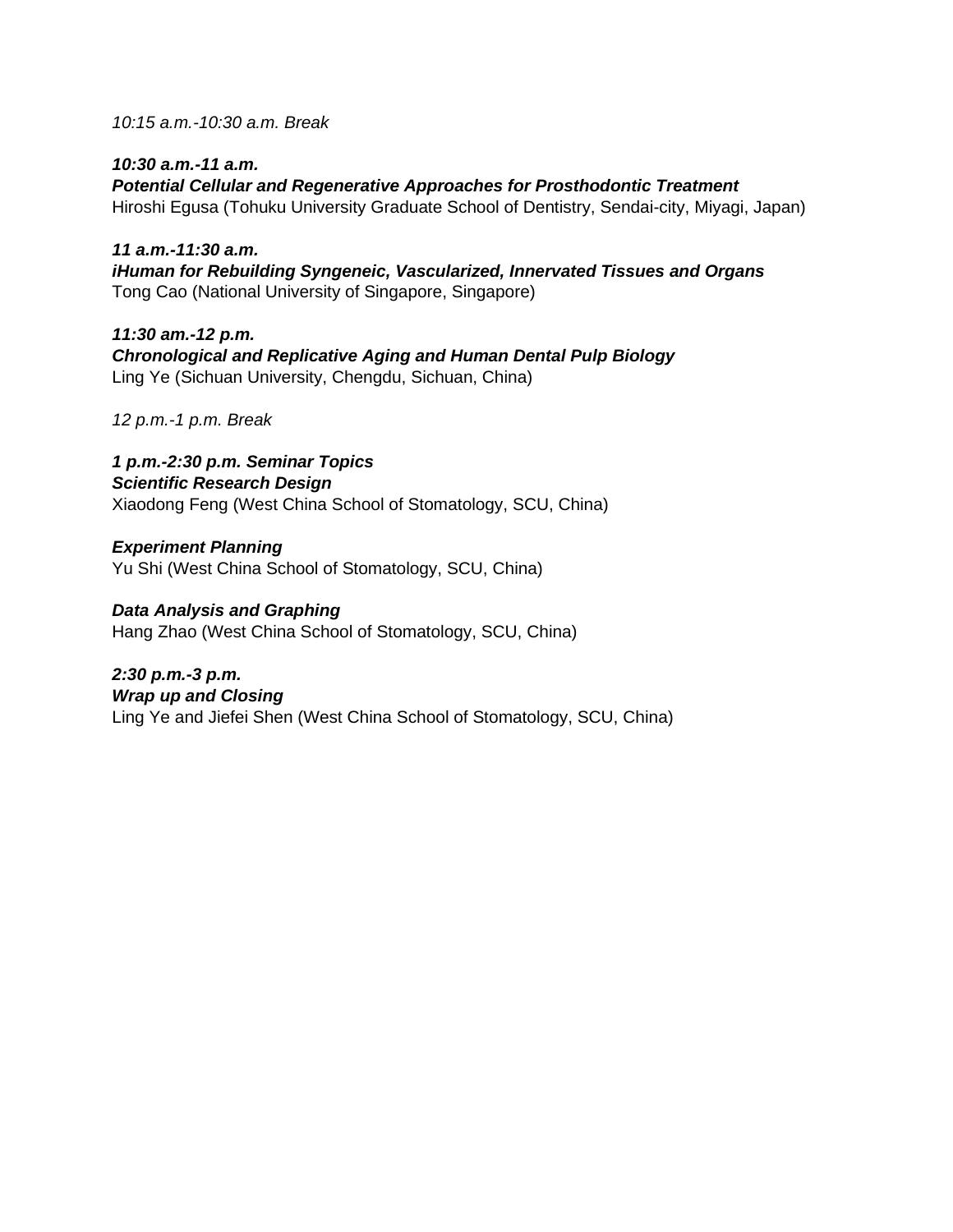*10:15 a.m.-10:30 a.m. Break*

***10:30 a.m.-11 a.m.***
***Potential Cellular and Regenerative Approaches for Prosthodontic Treatment***
Hiroshi Egusa (Tohuku University Graduate School of Dentistry, Sendai-city, Miyagi, Japan)

***11 a.m.-11:30 a.m.***
***iHuman for Rebuilding Syngeneic, Vascularized, Innervated Tissues and Organs***
Tong Cao (National University of Singapore, Singapore)

***11:30 am.-12 p.m.***
***Chronological and Replicative Aging and Human Dental Pulp Biology***
Ling Ye (Sichuan University, Chengdu, Sichuan, China)

*12 p.m.-1 p.m. Break*

***1 p.m.-2:30 p.m. Seminar Topics***
***Scientific Research Design***
Xiaodong Feng (West China School of Stomatology, SCU, China)

***Experiment Planning***
Yu Shi (West China School of Stomatology, SCU, China)

***Data Analysis and Graphing***
Hang Zhao (West China School of Stomatology, SCU, China)

***2:30 p.m.-3 p.m.***
***Wrap up and Closing***
Ling Ye and Jiefei Shen (West China School of Stomatology, SCU, China)